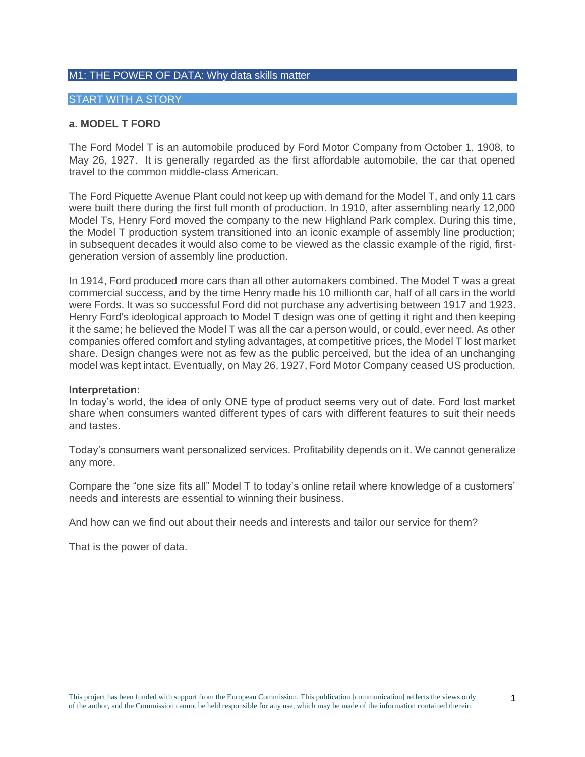# M1: THE POWER OF DATA: Why data skills matter

## START WITH A STORY

### a. MODEL T FORD

The Ford Model T is an automobile produced by Ford Motor Company from October 1, 1908, to May 26, 1927. It is generally regarded as the first affordable automobile, the car that opened travel to the common middle-class American.

The Ford Piquette Avenue Plant could not keep up with demand for the Model T, and only 11 cars were built there during the first full month of production. In 1910, after assembling nearly 12,000 Model Ts, Henry Ford moved the company to the new Highland Park complex. During this time, the Model T production system transitioned into an iconic example of assembly line production; in subsequent decades it would also come to be viewed as the classic example of the rigid, first-generation version of assembly line production.

In 1914, Ford produced more cars than all other automakers combined. The Model T was a great commercial success, and by the time Henry made his 10 millionth car, half of all cars in the world were Fords. It was so successful Ford did not purchase any advertising between 1917 and 1923. Henry Ford's ideological approach to Model T design was one of getting it right and then keeping it the same; he believed the Model T was all the car a person would, or could, ever need. As other companies offered comfort and styling advantages, at competitive prices, the Model T lost market share. Design changes were not as few as the public perceived, but the idea of an unchanging model was kept intact. Eventually, on May 26, 1927, Ford Motor Company ceased US production.

**Interpretation:**

In today's world, the idea of only ONE type of product seems very out of date. Ford lost market share when consumers wanted different types of cars with different features to suit their needs and tastes.

Today's consumers want personalized services. Profitability depends on it. We cannot generalize any more.

Compare the "one size fits all" Model T to today's online retail where knowledge of a customers' needs and interests are essential to winning their business.

And how can we find out about their needs and interests and tailor our service for them?

That is the power of data.

This project has been funded with support from the European Commission. This publication [communication] reflects the views only of the author, and the Commission cannot be held responsible for any use, which may be made of the information contained therein.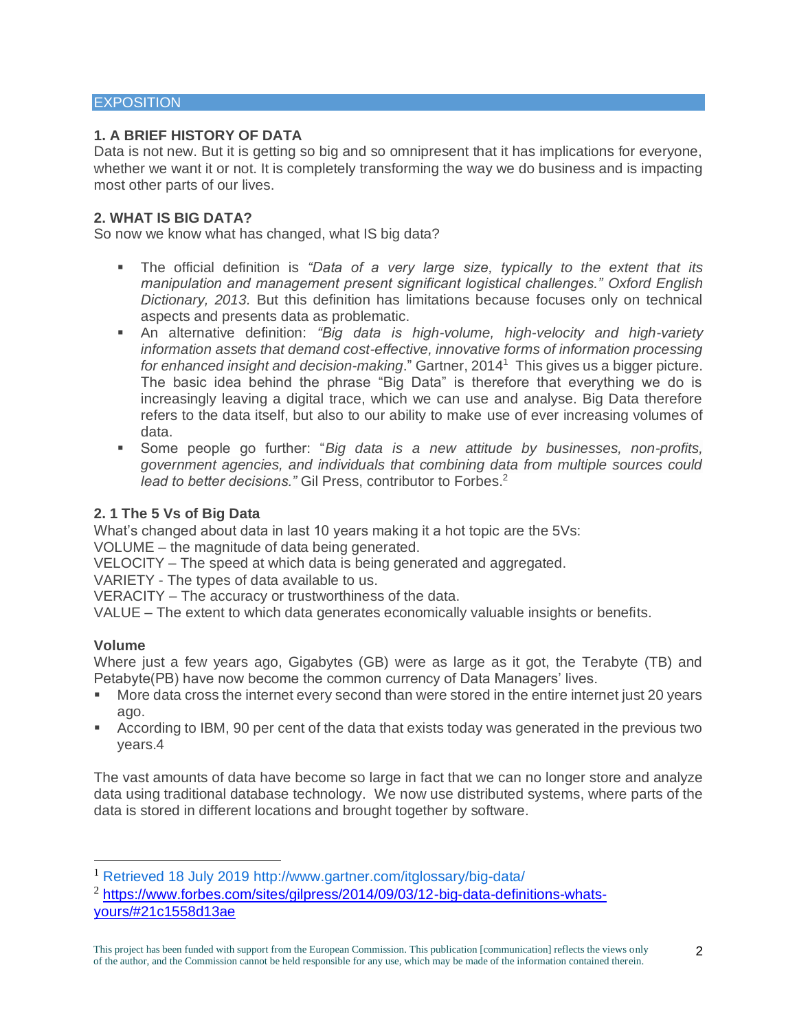## EXPOSITION

### 1. A BRIEF HISTORY OF DATA

Data is not new. But it is getting so big and so omnipresent that it has implications for everyone, whether we want it or not. It is completely transforming the way we do business and is impacting most other parts of our lives.

### 2. WHAT IS BIG DATA?

So now we know what has changed, what IS big data?

- The official definition is *"Data of a very large size, typically to the extent that its manipulation and management present significant logistical challenges." Oxford English Dictionary, 2013*. But this definition has limitations because focuses only on technical aspects and presents data as problematic.
- An alternative definition: *"Big data is high-volume, high-velocity and high-variety information assets that demand cost-effective, innovative forms of information processing for enhanced insight and decision-making*." Gartner, 2014[1] This gives us a bigger picture. The basic idea behind the phrase "Big Data" is therefore that everything we do is increasingly leaving a digital trace, which we can use and analyse. Big Data therefore refers to the data itself, but also to our ability to make use of ever increasing volumes of data.
- Some people go further: "*Big data is a new attitude by businesses, non-profits, government agencies, and individuals that combining data from multiple sources could lead to better decisions."* Gil Press, contributor to Forbes.[2]

#### 2. 1 The 5 Vs of Big Data

What's changed about data in last 10 years making it a hot topic are the 5Vs:
VOLUME – the magnitude of data being generated.
VELOCITY – The speed at which data is being generated and aggregated.
VARIETY - The types of data available to us.
VERACITY – The accuracy or trustworthiness of the data.
VALUE – The extent to which data generates economically valuable insights or benefits.

**Volume**

Where just a few years ago, Gigabytes (GB) were as large as it got, the Terabyte (TB) and Petabyte(PB) have now become the common currency of Data Managers' lives.

- More data cross the internet every second than were stored in the entire internet just 20 years ago.
- According to IBM, 90 per cent of the data that exists today was generated in the previous two years.4

The vast amounts of data have become so large in fact that we can no longer store and analyze data using traditional database technology. We now use distributed systems, where parts of the data is stored in different locations and brought together by software.

---

[1] Retrieved 18 July 2019 http://www.gartner.com/itglossary/big-data/

[2] https://www.forbes.com/sites/gilpress/2014/09/03/12-big-data-definitions-whats-yours/#21c1558d13ae

This project has been funded with support from the European Commission. This publication [communication] reflects the views only of the author, and the Commission cannot be held responsible for any use, which may be made of the information contained therein.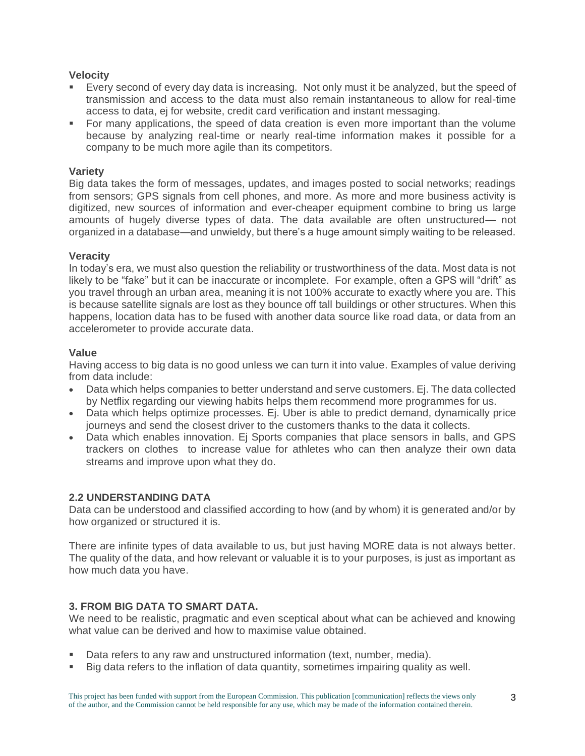**Velocity**

- Every second of every day data is increasing. Not only must it be analyzed, but the speed of transmission and access to the data must also remain instantaneous to allow for real-time access to data, ej for website, credit card verification and instant messaging.
- For many applications, the speed of data creation is even more important than the volume because by analyzing real-time or nearly real-time information makes it possible for a company to be much more agile than its competitors.

**Variety**

Big data takes the form of messages, updates, and images posted to social networks; readings from sensors; GPS signals from cell phones, and more. As more and more business activity is digitized, new sources of information and ever-cheaper equipment combine to bring us large amounts of hugely diverse types of data. The data available are often unstructured— not organized in a database—and unwieldy, but there's a huge amount simply waiting to be released.

**Veracity**

In today's era, we must also question the reliability or trustworthiness of the data. Most data is not likely to be "fake" but it can be inaccurate or incomplete. For example, often a GPS will "drift" as you travel through an urban area, meaning it is not 100% accurate to exactly where you are. This is because satellite signals are lost as they bounce off tall buildings or other structures. When this happens, location data has to be fused with another data source like road data, or data from an accelerometer to provide accurate data.

**Value**

Having access to big data is no good unless we can turn it into value. Examples of value deriving from data include:

- Data which helps companies to better understand and serve customers. Ej. The data collected by Netflix regarding our viewing habits helps them recommend more programmes for us.
- Data which helps optimize processes. Ej. Uber is able to predict demand, dynamically price journeys and send the closest driver to the customers thanks to the data it collects.
- Data which enables innovation. Ej Sports companies that place sensors in balls, and GPS trackers on clothes to increase value for athletes who can then analyze their own data streams and improve upon what they do.

## 2.2 UNDERSTANDING DATA

Data can be understood and classified according to how (and by whom) it is generated and/or by how organized or structured it is.

There are infinite types of data available to us, but just having MORE data is not always better. The quality of the data, and how relevant or valuable it is to your purposes, is just as important as how much data you have.

## 3. FROM BIG DATA TO SMART DATA.

We need to be realistic, pragmatic and even sceptical about what can be achieved and knowing what value can be derived and how to maximise value obtained.

- Data refers to any raw and unstructured information (text, number, media).
- Big data refers to the inflation of data quantity, sometimes impairing quality as well.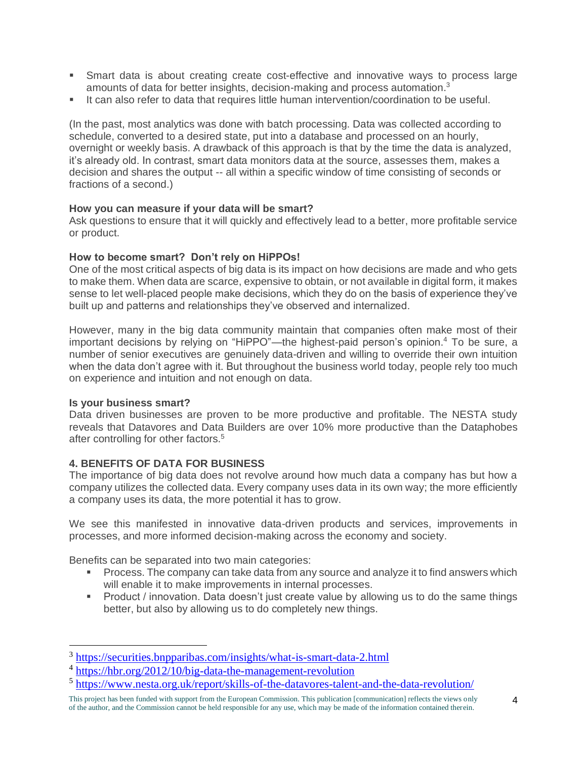- Smart data is about creating create cost-effective and innovative ways to process large amounts of data for better insights, decision-making and process automation.[3]
- It can also refer to data that requires little human intervention/coordination to be useful.

(In the past, most analytics was done with batch processing. Data was collected according to schedule, converted to a desired state, put into a database and processed on an hourly, overnight or weekly basis. A drawback of this approach is that by the time the data is analyzed, it's already old. In contrast, smart data monitors data at the source, assesses them, makes a decision and shares the output -- all within a specific window of time consisting of seconds or fractions of a second.)

**How you can measure if your data will be smart?**
Ask questions to ensure that it will quickly and effectively lead to a better, more profitable service or product.

**How to become smart? Don't rely on HiPPOs!**
One of the most critical aspects of big data is its impact on how decisions are made and who gets to make them. When data are scarce, expensive to obtain, or not available in digital form, it makes sense to let well-placed people make decisions, which they do on the basis of experience they've built up and patterns and relationships they've observed and internalized.

However, many in the big data community maintain that companies often make most of their important decisions by relying on "HiPPO"—the highest-paid person's opinion.[4] To be sure, a number of senior executives are genuinely data-driven and willing to override their own intuition when the data don't agree with it. But throughout the business world today, people rely too much on experience and intuition and not enough on data.

**Is your business smart?**
Data driven businesses are proven to be more productive and profitable. The NESTA study reveals that Datavores and Data Builders are over 10% more productive than the Dataphobes after controlling for other factors.[5]

## 4. BENEFITS OF DATA FOR BUSINESS

The importance of big data does not revolve around how much data a company has but how a company utilizes the collected data. Every company uses data in its own way; the more efficiently a company uses its data, the more potential it has to grow.

We see this manifested in innovative data-driven products and services, improvements in processes, and more informed decision-making across the economy and society.

Benefits can be separated into two main categories:

- Process. The company can take data from any source and analyze it to find answers which will enable it to make improvements in internal processes.
- Product / innovation. Data doesn't just create value by allowing us to do the same things better, but also by allowing us to do completely new things.

---

[3] https://securities.bnpparibas.com/insights/what-is-smart-data-2.html

[4] https://hbr.org/2012/10/big-data-the-management-revolution

[5] https://www.nesta.org.uk/report/skills-of-the-datavores-talent-and-the-data-revolution/

This project has been funded with support from the European Commission. This publication [communication] reflects the views only of the author, and the Commission cannot be held responsible for any use, which may be made of the information contained therein.